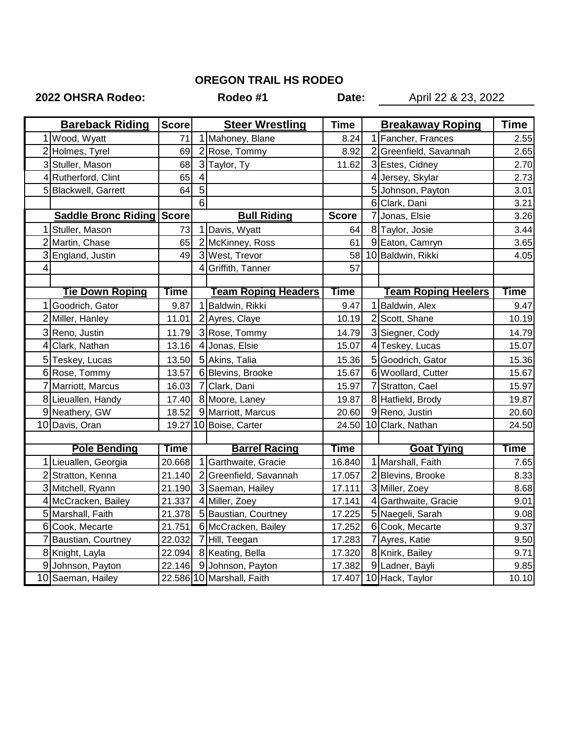# OREGON TRAIL HS RODEO

**2022 OHSRA Rodeo:** **Rodeo #1** **Date:** April 22 & 23, 2022

| | Bareback Riding | Score |
|---|---|---|
| 1 | Wood, Wyatt | 71 |
| 2 | Holmes, Tyrel | 69 |
| 3 | Stuller, Mason | 68 |
| 4 | Rutherford, Clint | 65 |
| 5 | Blackwell, Garrett | 64 |

| | Steer Wrestling | Time |
|---|---|---|
| 1 | Mahoney, Blane | 8.24 |
| 2 | Rose, Tommy | 8.92 |
| 3 | Taylor, Ty | 11.62 |
| 4 | | |
| 5 | | |
| 6 | | |

| | Breakaway Roping | Time |
|---|---|---|
| 1 | Fancher, Frances | 2.55 |
| 2 | Greenfield, Savannah | 2.65 |
| 3 | Estes, Cidney | 2.70 |
| 4 | Jersey, Skylar | 2.73 |
| 5 | Johnson, Payton | 3.01 |
| 6 | Clark, Dani | 3.21 |
| 7 | Jonas, Elsie | 3.26 |
| 8 | Taylor, Josie | 3.44 |
| 9 | Eaton, Camryn | 3.65 |
| 10 | Baldwin, Rikki | 4.05 |

| | Saddle Bronc Riding | Score |
|---|---|---|
| 1 | Stuller, Mason | 73 |
| 2 | Martin, Chase | 65 |
| 3 | England, Justin | 49 |
| 4 | | |

| | Bull Riding | Score |
|---|---|---|
| 1 | Davis, Wyatt | 64 |
| 2 | McKinney, Ross | 61 |
| 3 | West, Trevor | 58 |
| 4 | Griffith, Tanner | 57 |

| | Tie Down Roping | Time |
|---|---|---|
| 1 | Goodrich, Gator | 9.87 |
| 2 | Miller, Hanley | 11.01 |
| 3 | Reno, Justin | 11.79 |
| 4 | Clark, Nathan | 13.16 |
| 5 | Teskey, Lucas | 13.50 |
| 6 | Rose, Tommy | 13.57 |
| 7 | Marriott, Marcus | 16.03 |
| 8 | Lieuallen, Handy | 17.40 |
| 9 | Neathery, GW | 18.52 |
| 10 | Davis, Oran | 19.27 |

| | Team Roping Headers | Time |
|---|---|---|
| 1 | Baldwin, Rikki | 9.47 |
| 2 | Ayres, Claye | 10.19 |
| 3 | Rose, Tommy | 14.79 |
| 4 | Jonas, Elsie | 15.07 |
| 5 | Akins, Talia | 15.36 |
| 6 | Blevins, Brooke | 15.67 |
| 7 | Clark, Dani | 15.97 |
| 8 | Moore, Laney | 19.87 |
| 9 | Marriott, Marcus | 20.60 |
| 10 | Boise, Carter | 24.50 |

| | Team Roping Heelers | Time |
|---|---|---|
| 1 | Baldwin, Alex | 9.47 |
| 2 | Scott, Shane | 10.19 |
| 3 | Siegner, Cody | 14.79 |
| 4 | Teskey, Lucas | 15.07 |
| 5 | Goodrich, Gator | 15.36 |
| 6 | Woollard, Cutter | 15.67 |
| 7 | Stratton, Cael | 15.97 |
| 8 | Hatfield, Brody | 19.87 |
| 9 | Reno, Justin | 20.60 |
| 10 | Clark, Nathan | 24.50 |

| | Pole Bending | Time |
|---|---|---|
| 1 | Lieuallen, Georgia | 20.668 |
| 2 | Stratton, Kenna | 21.140 |
| 3 | Mitchell, Ryann | 21.190 |
| 4 | McCracken, Bailey | 21.337 |
| 5 | Marshall, Faith | 21.378 |
| 6 | Cook, Mecarte | 21.751 |
| 7 | Baustian, Courtney | 22.032 |
| 8 | Knight, Layla | 22.094 |
| 9 | Johnson, Payton | 22.146 |
| 10 | Saeman, Hailey | 22.586 |

| | Barrel Racing | Time |
|---|---|---|
| 1 | Garthwaite, Gracie | 16.840 |
| 2 | Greenfield, Savannah | 17.057 |
| 3 | Saeman, Hailey | 17.111 |
| 4 | Miller, Zoey | 17.141 |
| 5 | Baustian, Courtney | 17.225 |
| 6 | McCracken, Bailey | 17.252 |
| 7 | Hill, Teegan | 17.283 |
| 8 | Keating, Bella | 17.320 |
| 9 | Johnson, Payton | 17.382 |
| 10 | Marshall, Faith | 17.407 |

| | Goat Tying | Time |
|---|---|---|
| 1 | Marshall, Faith | 7.65 |
| 2 | Blevins, Brooke | 8.33 |
| 3 | Miller, Zoey | 8.68 |
| 4 | Garthwaite, Gracie | 9.01 |
| 5 | Naegeli, Sarah | 9.08 |
| 6 | Cook, Mecarte | 9.37 |
| 7 | Ayres, Katie | 9.50 |
| 8 | Knirk, Bailey | 9.71 |
| 9 | Ladner, Bayli | 9.85 |
| 10 | Hack, Taylor | 10.10 |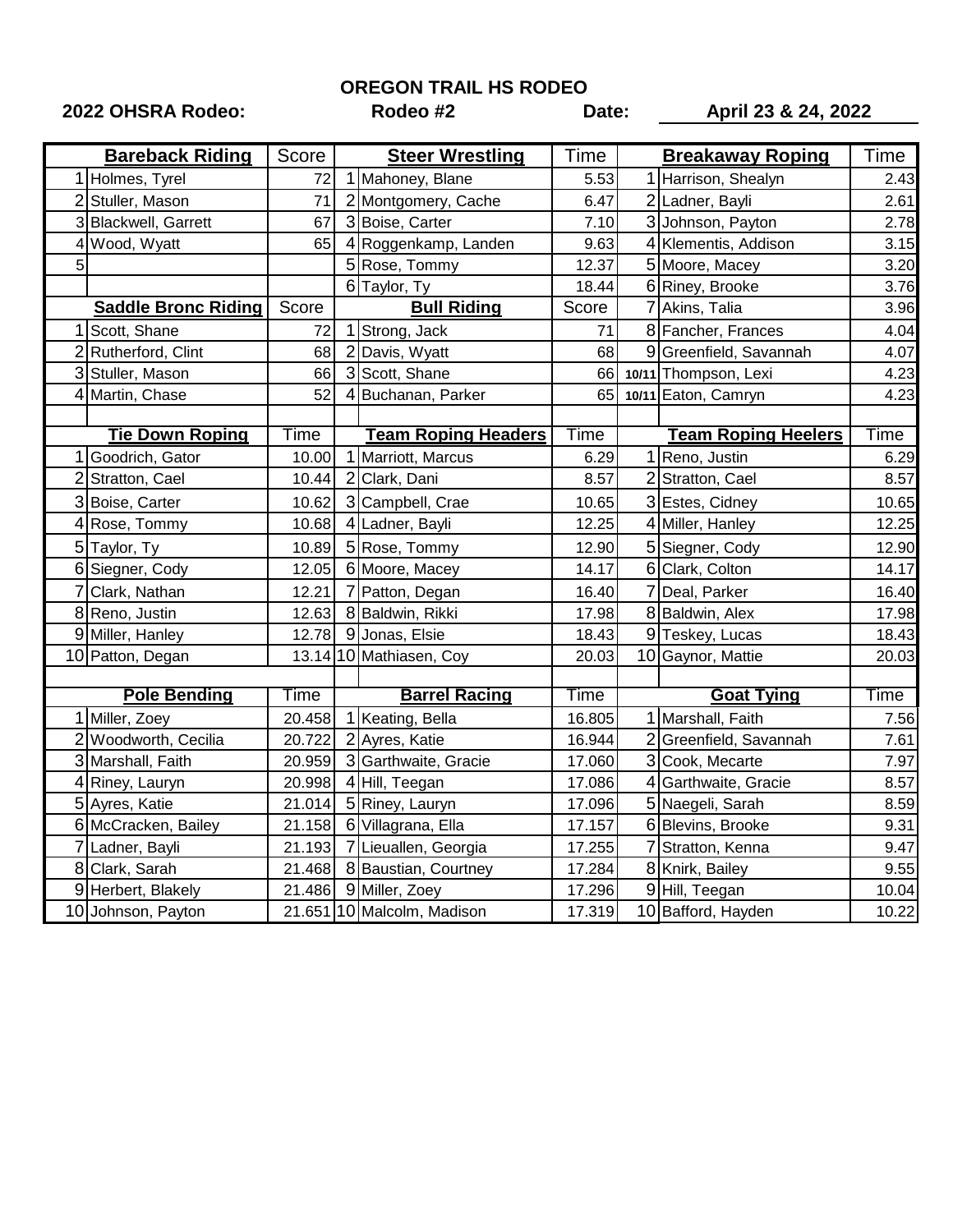# OREGON TRAIL HS RODEO

**2022 OHSRA Rodeo:** **Rodeo #2** **Date:** **April 23 & 24, 2022**

| | Bareback Riding | Score | | Steer Wrestling | Time | | Breakaway Roping | Time |
|---|---|---|---|---|---|---|---|---|
| 1 | Holmes, Tyrel | 72 | 1 | Mahoney, Blane | 5.53 | 1 | Harrison, Shealyn | 2.43 |
| 2 | Stuller, Mason | 71 | 2 | Montgomery, Cache | 6.47 | 2 | Ladner, Bayli | 2.61 |
| 3 | Blackwell, Garrett | 67 | 3 | Boise, Carter | 7.10 | 3 | Johnson, Payton | 2.78 |
| 4 | Wood, Wyatt | 65 | 4 | Roggenkamp, Landen | 9.63 | 4 | Klementis, Addison | 3.15 |
| 5 | | | 5 | Rose, Tommy | 12.37 | 5 | Moore, Macey | 3.20 |
| | | | 6 | Taylor, Ty | 18.44 | 6 | Riney, Brooke | 3.76 |
| | **Saddle Bronc Riding** | **Score** | | **Bull Riding** | **Score** | 7 | Akins, Talia | 3.96 |
| 1 | Scott, Shane | 72 | 1 | Strong, Jack | 71 | 8 | Fancher, Frances | 4.04 |
| 2 | Rutherford, Clint | 68 | 2 | Davis, Wyatt | 68 | 9 | Greenfield, Savannah | 4.07 |
| 3 | Stuller, Mason | 66 | 3 | Scott, Shane | 66 | 10/11 | Thompson, Lexi | 4.23 |
| 4 | Martin, Chase | 52 | 4 | Buchanan, Parker | 65 | 10/11 | Eaton, Camryn | 4.23 |
| | | | | | | | | |
| | **Tie Down Roping** | **Time** | | **Team Roping Headers** | **Time** | | **Team Roping Heelers** | **Time** |
| 1 | Goodrich, Gator | 10.00 | 1 | Marriott, Marcus | 6.29 | 1 | Reno, Justin | 6.29 |
| 2 | Stratton, Cael | 10.44 | 2 | Clark, Dani | 8.57 | 2 | Stratton, Cael | 8.57 |
| 3 | Boise, Carter | 10.62 | 3 | Campbell, Crae | 10.65 | 3 | Estes, Cidney | 10.65 |
| 4 | Rose, Tommy | 10.68 | 4 | Ladner, Bayli | 12.25 | 4 | Miller, Hanley | 12.25 |
| 5 | Taylor, Ty | 10.89 | 5 | Rose, Tommy | 12.90 | 5 | Siegner, Cody | 12.90 |
| 6 | Siegner, Cody | 12.05 | 6 | Moore, Macey | 14.17 | 6 | Clark, Colton | 14.17 |
| 7 | Clark, Nathan | 12.21 | 7 | Patton, Degan | 16.40 | 7 | Deal, Parker | 16.40 |
| 8 | Reno, Justin | 12.63 | 8 | Baldwin, Rikki | 17.98 | 8 | Baldwin, Alex | 17.98 |
| 9 | Miller, Hanley | 12.78 | 9 | Jonas, Elsie | 18.43 | 9 | Teskey, Lucas | 18.43 |
| 10 | Patton, Degan | 13.14 | 10 | Mathiasen, Coy | 20.03 | 10 | Gaynor, Mattie | 20.03 |
| | | | | | | | | |
| | **Pole Bending** | **Time** | | **Barrel Racing** | **Time** | | **Goat Tying** | **Time** |
| 1 | Miller, Zoey | 20.458 | 1 | Keating, Bella | 16.805 | 1 | Marshall, Faith | 7.56 |
| 2 | Woodworth, Cecilia | 20.722 | 2 | Ayres, Katie | 16.944 | 2 | Greenfield, Savannah | 7.61 |
| 3 | Marshall, Faith | 20.959 | 3 | Garthwaite, Gracie | 17.060 | 3 | Cook, Mecarte | 7.97 |
| 4 | Riney, Lauryn | 20.998 | 4 | Hill, Teegan | 17.086 | 4 | Garthwaite, Gracie | 8.57 |
| 5 | Ayres, Katie | 21.014 | 5 | Riney, Lauryn | 17.096 | 5 | Naegeli, Sarah | 8.59 |
| 6 | McCracken, Bailey | 21.158 | 6 | Villagrana, Ella | 17.157 | 6 | Blevins, Brooke | 9.31 |
| 7 | Ladner, Bayli | 21.193 | 7 | Lieuallen, Georgia | 17.255 | 7 | Stratton, Kenna | 9.47 |
| 8 | Clark, Sarah | 21.468 | 8 | Baustian, Courtney | 17.284 | 8 | Knirk, Bailey | 9.55 |
| 9 | Herbert, Blakely | 21.486 | 9 | Miller, Zoey | 17.296 | 9 | Hill, Teegan | 10.04 |
| 10 | Johnson, Payton | 21.651 | 10 | Malcolm, Madison | 17.319 | 10 | Bafford, Hayden | 10.22 |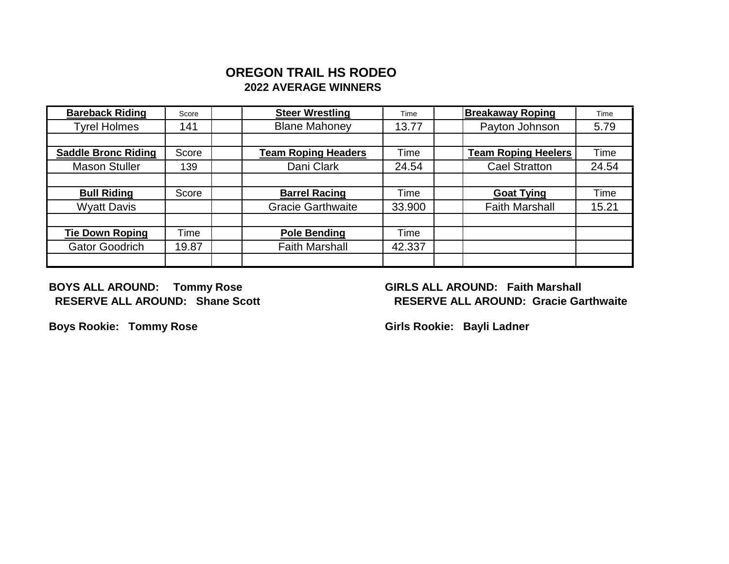## OREGON TRAIL HS RODEO

### 2022 AVERAGE WINNERS

| | | | | | | | |
|---|---|---|---|---|---|---|---|
| **Bareback Riding** | Score | | **Steer Wrestling** | Time | | **Breakaway Roping** | Time |
| Tyrel Holmes | 141 | | Blane Mahoney | 13.77 | | Payton Johnson | 5.79 |
| | | | | | | | |
| **Saddle Bronc Riding** | Score | | **Team Roping Headers** | Time | | **Team Roping Heelers** | Time |
| Mason Stuller | 139 | | Dani Clark | 24.54 | | Cael Stratton | 24.54 |
| | | | | | | | |
| **Bull Riding** | Score | | **Barrel Racing** | Time | | **Goat Tying** | Time |
| Wyatt Davis | | | Gracie Garthwaite | 33.900 | | Faith Marshall | 15.21 |
| | | | | | | | |
| **Tie Down Roping** | Time | | **Pole Bending** | Time | | | |
| Gator Goodrich | 19.87 | | Faith Marshall | 42.337 | | | |
| | | | | | | | |

**BOYS ALL AROUND: Tommy Rose**
**RESERVE ALL AROUND: Shane Scott**

**Boys Rookie: Tommy Rose**

**GIRLS ALL AROUND: Faith Marshall**
**RESERVE ALL AROUND: Gracie Garthwaite**

**Girls Rookie: Bayli Ladner**